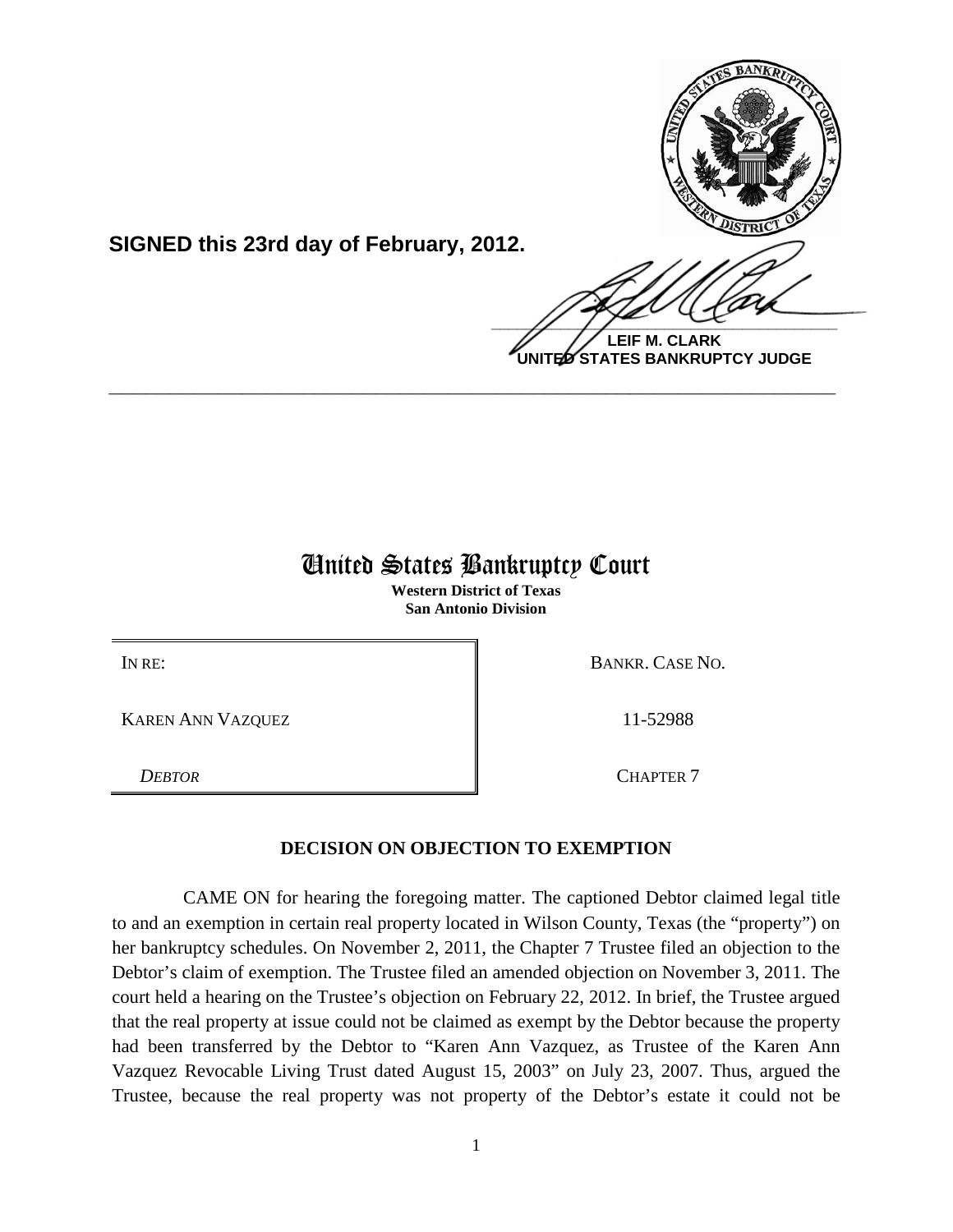**SIGNED this 23rd day of February, 2012.**

**LEIF M. CLARK**
**UNITED STATES BANKRUPTCY JUDGE**

---

# United States Bankruptcy Court

**Western District of Texas**
**San Antonio Division**

| | |
|---|---|
| IN RE: | BANKR. CASE NO. |
| KAREN ANN VAZQUEZ | 11-52988 |
| *DEBTOR* | CHAPTER 7 |

## DECISION ON OBJECTION TO EXEMPTION

CAME ON for hearing the foregoing matter. The captioned Debtor claimed legal title to and an exemption in certain real property located in Wilson County, Texas (the "property") on her bankruptcy schedules. On November 2, 2011, the Chapter 7 Trustee filed an objection to the Debtor's claim of exemption. The Trustee filed an amended objection on November 3, 2011. The court held a hearing on the Trustee's objection on February 22, 2012. In brief, the Trustee argued that the real property at issue could not be claimed as exempt by the Debtor because the property had been transferred by the Debtor to "Karen Ann Vazquez, as Trustee of the Karen Ann Vazquez Revocable Living Trust dated August 15, 2003" on July 23, 2007. Thus, argued the Trustee, because the real property was not property of the Debtor's estate it could not be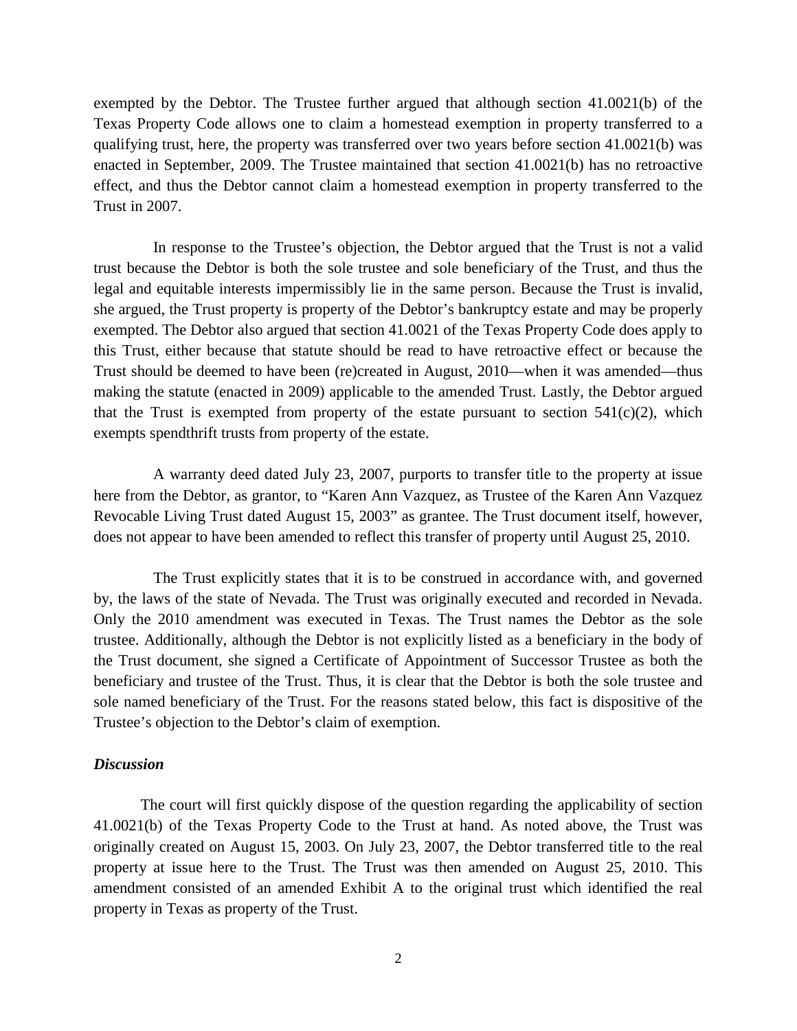exempted by the Debtor. The Trustee further argued that although section 41.0021(b) of the Texas Property Code allows one to claim a homestead exemption in property transferred to a qualifying trust, here, the property was transferred over two years before section 41.0021(b) was enacted in September, 2009. The Trustee maintained that section 41.0021(b) has no retroactive effect, and thus the Debtor cannot claim a homestead exemption in property transferred to the Trust in 2007.

In response to the Trustee's objection, the Debtor argued that the Trust is not a valid trust because the Debtor is both the sole trustee and sole beneficiary of the Trust, and thus the legal and equitable interests impermissibly lie in the same person. Because the Trust is invalid, she argued, the Trust property is property of the Debtor's bankruptcy estate and may be properly exempted. The Debtor also argued that section 41.0021 of the Texas Property Code does apply to this Trust, either because that statute should be read to have retroactive effect or because the Trust should be deemed to have been (re)created in August, 2010—when it was amended—thus making the statute (enacted in 2009) applicable to the amended Trust. Lastly, the Debtor argued that the Trust is exempted from property of the estate pursuant to section 541(c)(2), which exempts spendthrift trusts from property of the estate.

A warranty deed dated July 23, 2007, purports to transfer title to the property at issue here from the Debtor, as grantor, to "Karen Ann Vazquez, as Trustee of the Karen Ann Vazquez Revocable Living Trust dated August 15, 2003" as grantee. The Trust document itself, however, does not appear to have been amended to reflect this transfer of property until August 25, 2010.

The Trust explicitly states that it is to be construed in accordance with, and governed by, the laws of the state of Nevada. The Trust was originally executed and recorded in Nevada. Only the 2010 amendment was executed in Texas. The Trust names the Debtor as the sole trustee. Additionally, although the Debtor is not explicitly listed as a beneficiary in the body of the Trust document, she signed a Certificate of Appointment of Successor Trustee as both the beneficiary and trustee of the Trust. Thus, it is clear that the Debtor is both the sole trustee and sole named beneficiary of the Trust. For the reasons stated below, this fact is dispositive of the Trustee's objection to the Debtor's claim of exemption.

***Discussion***

The court will first quickly dispose of the question regarding the applicability of section 41.0021(b) of the Texas Property Code to the Trust at hand. As noted above, the Trust was originally created on August 15, 2003. On July 23, 2007, the Debtor transferred title to the real property at issue here to the Trust. The Trust was then amended on August 25, 2010. This amendment consisted of an amended Exhibit A to the original trust which identified the real property in Texas as property of the Trust.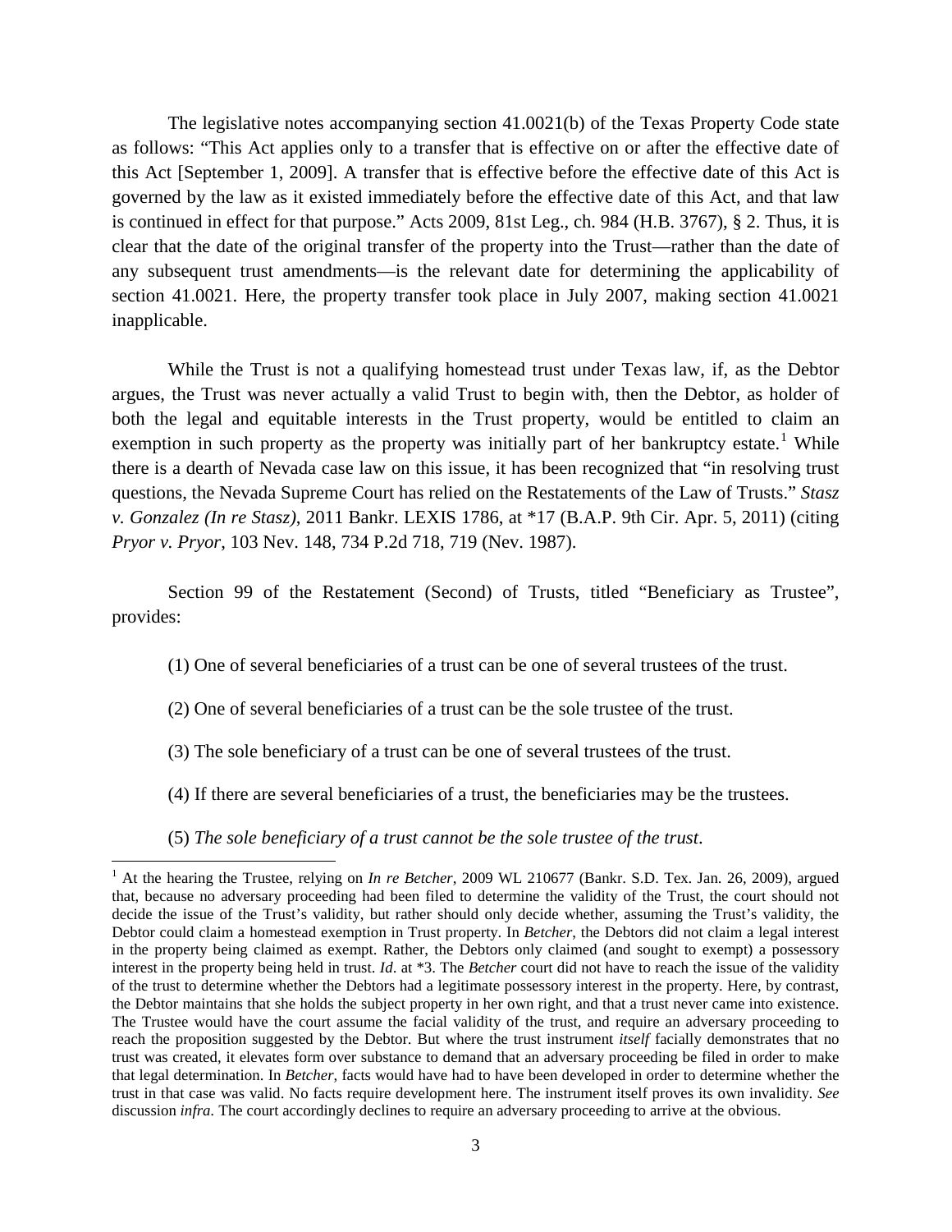The legislative notes accompanying section 41.0021(b) of the Texas Property Code state as follows: "This Act applies only to a transfer that is effective on or after the effective date of this Act [September 1, 2009]. A transfer that is effective before the effective date of this Act is governed by the law as it existed immediately before the effective date of this Act, and that law is continued in effect for that purpose." Acts 2009, 81st Leg., ch. 984 (H.B. 3767), § 2. Thus, it is clear that the date of the original transfer of the property into the Trust—rather than the date of any subsequent trust amendments—is the relevant date for determining the applicability of section 41.0021. Here, the property transfer took place in July 2007, making section 41.0021 inapplicable.

While the Trust is not a qualifying homestead trust under Texas law, if, as the Debtor argues, the Trust was never actually a valid Trust to begin with, then the Debtor, as holder of both the legal and equitable interests in the Trust property, would be entitled to claim an exemption in such property as the property was initially part of her bankruptcy estate.[1] While there is a dearth of Nevada case law on this issue, it has been recognized that "in resolving trust questions, the Nevada Supreme Court has relied on the Restatements of the Law of Trusts." *Stasz v. Gonzalez (In re Stasz),* 2011 Bankr. LEXIS 1786, at *17 (B.A.P. 9th Cir. Apr. 5, 2011) (citing *Pryor v. Pryor*, 103 Nev. 148, 734 P.2d 718, 719 (Nev. 1987).

Section 99 of the Restatement (Second) of Trusts, titled "Beneficiary as Trustee", provides:

> (1) One of several beneficiaries of a trust can be one of several trustees of the trust.
>
> (2) One of several beneficiaries of a trust can be the sole trustee of the trust.
>
> (3) The sole beneficiary of a trust can be one of several trustees of the trust.
>
> (4) If there are several beneficiaries of a trust, the beneficiaries may be the trustees.
>
> (5) *The sole beneficiary of a trust cannot be the sole trustee of the trust*.

---

[1] At the hearing the Trustee, relying on *In re Betcher*, 2009 WL 210677 (Bankr. S.D. Tex. Jan. 26, 2009), argued that, because no adversary proceeding had been filed to determine the validity of the Trust, the court should not decide the issue of the Trust's validity, but rather should only decide whether, assuming the Trust's validity, the Debtor could claim a homestead exemption in Trust property. In *Betcher*, the Debtors did not claim a legal interest in the property being claimed as exempt. Rather, the Debtors only claimed (and sought to exempt) a possessory interest in the property being held in trust. *Id*. at *3. The *Betcher* court did not have to reach the issue of the validity of the trust to determine whether the Debtors had a legitimate possessory interest in the property. Here, by contrast, the Debtor maintains that she holds the subject property in her own right, and that a trust never came into existence. The Trustee would have the court assume the facial validity of the trust, and require an adversary proceeding to reach the proposition suggested by the Debtor. But where the trust instrument *itself* facially demonstrates that no trust was created, it elevates form over substance to demand that an adversary proceeding be filed in order to make that legal determination. In *Betcher*, facts would have had to have been developed in order to determine whether the trust in that case was valid. No facts require development here. The instrument itself proves its own invalidity. *See* discussion *infra*. The court accordingly declines to require an adversary proceeding to arrive at the obvious.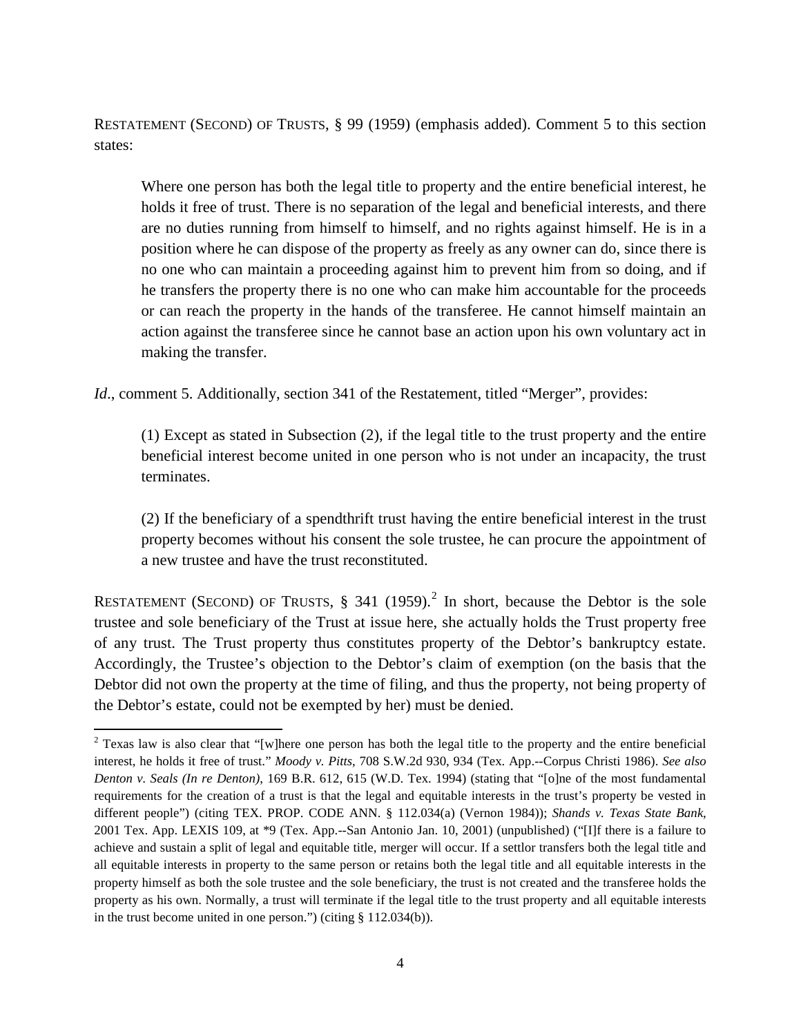RESTATEMENT (SECOND) OF TRUSTS, § 99 (1959) (emphasis added). Comment 5 to this section states:

> Where one person has both the legal title to property and the entire beneficial interest, he holds it free of trust. There is no separation of the legal and beneficial interests, and there are no duties running from himself to himself, and no rights against himself. He is in a position where he can dispose of the property as freely as any owner can do, since there is no one who can maintain a proceeding against him to prevent him from so doing, and if he transfers the property there is no one who can make him accountable for the proceeds or can reach the property in the hands of the transferee. He cannot himself maintain an action against the transferee since he cannot base an action upon his own voluntary act in making the transfer.

*Id*., comment 5. Additionally, section 341 of the Restatement, titled "Merger", provides:

> (1) Except as stated in Subsection (2), if the legal title to the trust property and the entire beneficial interest become united in one person who is not under an incapacity, the trust terminates.
>
> (2) If the beneficiary of a spendthrift trust having the entire beneficial interest in the trust property becomes without his consent the sole trustee, he can procure the appointment of a new trustee and have the trust reconstituted.

RESTATEMENT (SECOND) OF TRUSTS, § 341 (1959).[2] In short, because the Debtor is the sole trustee and sole beneficiary of the Trust at issue here, she actually holds the Trust property free of any trust. The Trust property thus constitutes property of the Debtor's bankruptcy estate. Accordingly, the Trustee's objection to the Debtor's claim of exemption (on the basis that the Debtor did not own the property at the time of filing, and thus the property, not being property of the Debtor's estate, could not be exempted by her) must be denied.

---

[2] Texas law is also clear that "[w]here one person has both the legal title to the property and the entire beneficial interest, he holds it free of trust." *Moody v. Pitts*, 708 S.W.2d 930, 934 (Tex. App.--Corpus Christi 1986). *See also Denton v. Seals (In re Denton)*, 169 B.R. 612, 615 (W.D. Tex. 1994) (stating that "[o]ne of the most fundamental requirements for the creation of a trust is that the legal and equitable interests in the trust's property be vested in different people") (citing TEX. PROP. CODE ANN. § 112.034(a) (Vernon 1984)); *Shands v. Texas State Bank*, 2001 Tex. App. LEXIS 109, at *9 (Tex. App.--San Antonio Jan. 10, 2001) (unpublished) ("[I]f there is a failure to achieve and sustain a split of legal and equitable title, merger will occur. If a settlor transfers both the legal title and all equitable interests in property to the same person or retains both the legal title and all equitable interests in the property himself as both the sole trustee and the sole beneficiary, the trust is not created and the transferee holds the property as his own. Normally, a trust will terminate if the legal title to the trust property and all equitable interests in the trust become united in one person.") (citing § 112.034(b)).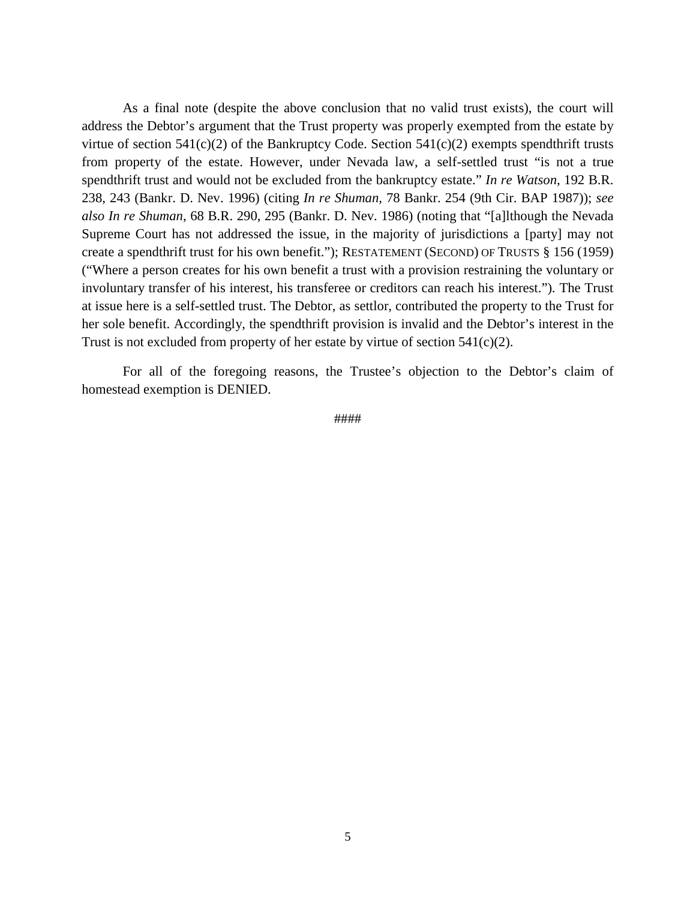As a final note (despite the above conclusion that no valid trust exists), the court will address the Debtor's argument that the Trust property was properly exempted from the estate by virtue of section 541(c)(2) of the Bankruptcy Code. Section 541(c)(2) exempts spendthrift trusts from property of the estate. However, under Nevada law, a self-settled trust "is not a true spendthrift trust and would not be excluded from the bankruptcy estate." *In re Watson*, 192 B.R. 238, 243 (Bankr. D. Nev. 1996) (citing *In re Shuman*, 78 Bankr. 254 (9th Cir. BAP 1987)); *see also In re Shuman*, 68 B.R. 290, 295 (Bankr. D. Nev. 1986) (noting that "[a]lthough the Nevada Supreme Court has not addressed the issue, in the majority of jurisdictions a [party] may not create a spendthrift trust for his own benefit."); RESTATEMENT (SECOND) OF TRUSTS § 156 (1959) ("Where a person creates for his own benefit a trust with a provision restraining the voluntary or involuntary transfer of his interest, his transferee or creditors can reach his interest."). The Trust at issue here is a self-settled trust. The Debtor, as settlor, contributed the property to the Trust for her sole benefit. Accordingly, the spendthrift provision is invalid and the Debtor's interest in the Trust is not excluded from property of her estate by virtue of section 541(c)(2).

For all of the foregoing reasons, the Trustee's objection to the Debtor's claim of homestead exemption is DENIED.

####